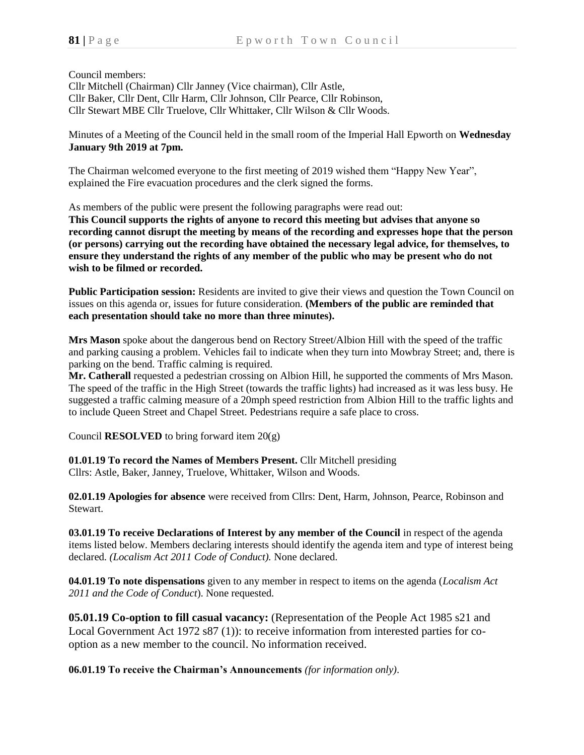Council members:
Cllr Mitchell (Chairman) Cllr Janney (Vice chairman), Cllr Astle,
Cllr Baker, Cllr Dent, Cllr Harm, Cllr Johnson, Cllr Pearce, Cllr Robinson,
Cllr Stewart MBE Cllr Truelove, Cllr Whittaker, Cllr Wilson & Cllr Woods.

Minutes of a Meeting of the Council held in the small room of the Imperial Hall Epworth on **Wednesday January 9th 2019 at 7pm.**

The Chairman welcomed everyone to the first meeting of 2019 wished them "Happy New Year", explained the Fire evacuation procedures and the clerk signed the forms.

As members of the public were present the following paragraphs were read out:
**This Council supports the rights of anyone to record this meeting but advises that anyone so recording cannot disrupt the meeting by means of the recording and expresses hope that the person (or persons) carrying out the recording have obtained the necessary legal advice, for themselves, to ensure they understand the rights of any member of the public who may be present who do not wish to be filmed or recorded.**

**Public Participation session:** Residents are invited to give their views and question the Town Council on issues on this agenda or, issues for future consideration. **(Members of the public are reminded that each presentation should take no more than three minutes).**

**Mrs Mason** spoke about the dangerous bend on Rectory Street/Albion Hill with the speed of the traffic and parking causing a problem. Vehicles fail to indicate when they turn into Mowbray Street; and, there is parking on the bend. Traffic calming is required.
**Mr. Catherall** requested a pedestrian crossing on Albion Hill, he supported the comments of Mrs Mason. The speed of the traffic in the High Street (towards the traffic lights) had increased as it was less busy. He suggested a traffic calming measure of a 20mph speed restriction from Albion Hill to the traffic lights and to include Queen Street and Chapel Street. Pedestrians require a safe place to cross.

Council **RESOLVED** to bring forward item 20(g)

**01.01.19 To record the Names of Members Present.** Cllr Mitchell presiding
Cllrs: Astle, Baker, Janney, Truelove, Whittaker, Wilson and Woods.

**02.01.19 Apologies for absence** were received from Cllrs: Dent, Harm, Johnson, Pearce, Robinson and Stewart.

**03.01.19 To receive Declarations of Interest by any member of the Council** in respect of the agenda items listed below. Members declaring interests should identify the agenda item and type of interest being declared. *(Localism Act 2011 Code of Conduct).* None declared.

**04.01.19 To note dispensations** given to any member in respect to items on the agenda (*Localism Act 2011 and the Code of Conduct*). None requested.

**05.01.19 Co-option to fill casual vacancy:** (Representation of the People Act 1985 s21 and Local Government Act 1972 s87 (1)): to receive information from interested parties for co-option as a new member to the council. No information received.

**06.01.19 To receive the Chairman's Announcements** *(for information only).*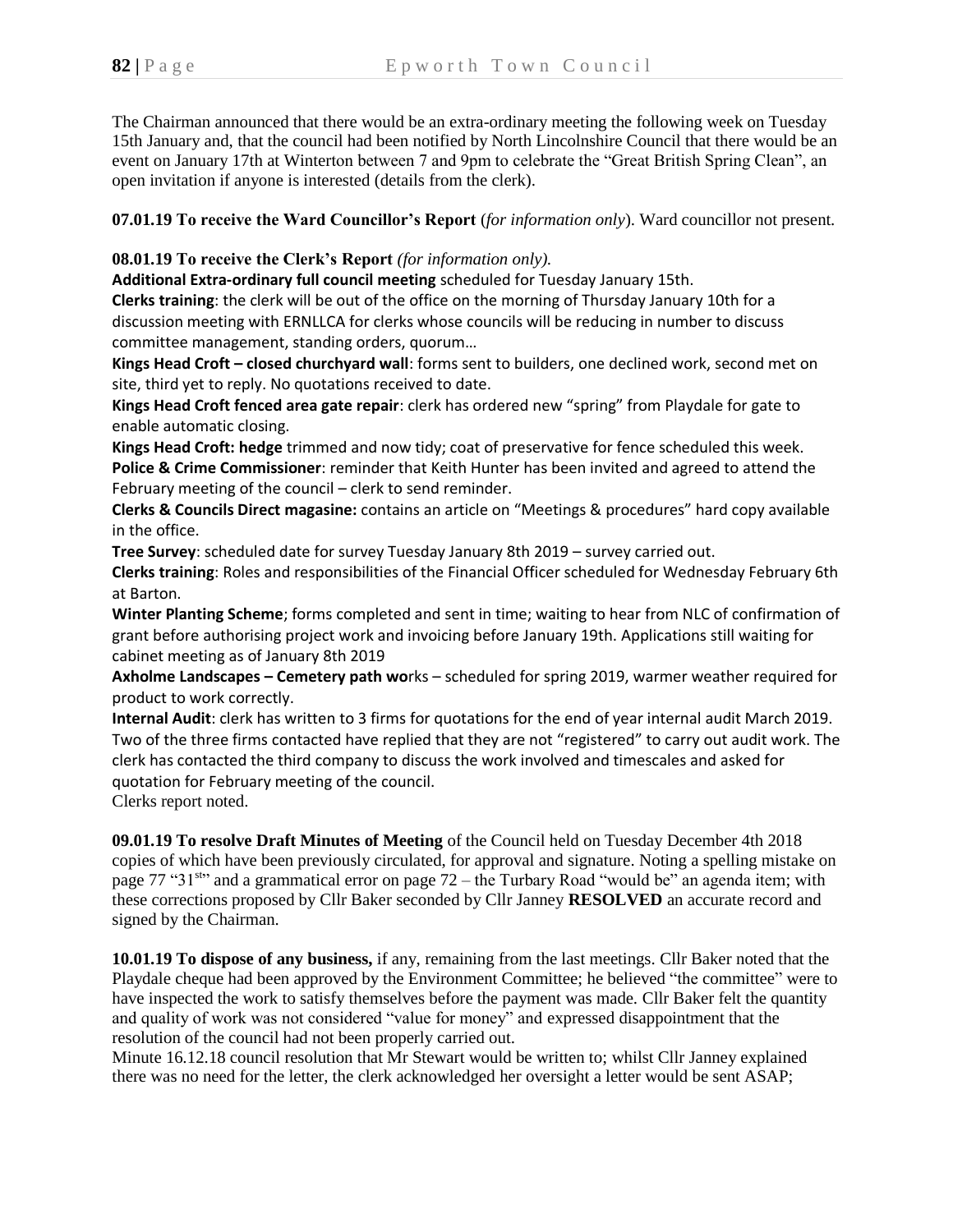The Chairman announced that there would be an extra-ordinary meeting the following week on Tuesday 15th January and, that the council had been notified by North Lincolnshire Council that there would be an event on January 17th at Winterton between 7 and 9pm to celebrate the "Great British Spring Clean", an open invitation if anyone is interested (details from the clerk).

**07.01.19 To receive the Ward Councillor's Report** (*for information only*). Ward councillor not present.

**08.01.19 To receive the Clerk's Report** *(for information only).*

**Additional Extra-ordinary full council meeting** scheduled for Tuesday January 15th.

**Clerks training**: the clerk will be out of the office on the morning of Thursday January 10th for a discussion meeting with ERNLLCA for clerks whose councils will be reducing in number to discuss committee management, standing orders, quorum…

**Kings Head Croft – closed churchyard wall**: forms sent to builders, one declined work, second met on site, third yet to reply. No quotations received to date.

**Kings Head Croft fenced area gate repair**: clerk has ordered new "spring" from Playdale for gate to enable automatic closing.

**Kings Head Croft: hedge** trimmed and now tidy; coat of preservative for fence scheduled this week.

**Police & Crime Commissioner**: reminder that Keith Hunter has been invited and agreed to attend the February meeting of the council – clerk to send reminder.

**Clerks & Councils Direct magasine:** contains an article on "Meetings & procedures" hard copy available in the office.

**Tree Survey**: scheduled date for survey Tuesday January 8th 2019 – survey carried out.

**Clerks training**: Roles and responsibilities of the Financial Officer scheduled for Wednesday February 6th at Barton.

**Winter Planting Scheme**; forms completed and sent in time; waiting to hear from NLC of confirmation of grant before authorising project work and invoicing before January 19th. Applications still waiting for cabinet meeting as of January 8th 2019

**Axholme Landscapes – Cemetery path wo**rks – scheduled for spring 2019, warmer weather required for product to work correctly.

**Internal Audit**: clerk has written to 3 firms for quotations for the end of year internal audit March 2019. Two of the three firms contacted have replied that they are not "registered" to carry out audit work. The clerk has contacted the third company to discuss the work involved and timescales and asked for quotation for February meeting of the council.

Clerks report noted.

**09.01.19 To resolve Draft Minutes of Meeting** of the Council held on Tuesday December 4th 2018 copies of which have been previously circulated, for approval and signature. Noting a spelling mistake on page 77 "31st" and a grammatical error on page 72 – the Turbary Road "would be" an agenda item; with these corrections proposed by Cllr Baker seconded by Cllr Janney **RESOLVED** an accurate record and signed by the Chairman.

**10.01.19 To dispose of any business,** if any, remaining from the last meetings. Cllr Baker noted that the Playdale cheque had been approved by the Environment Committee; he believed "the committee" were to have inspected the work to satisfy themselves before the payment was made. Cllr Baker felt the quantity and quality of work was not considered "value for money" and expressed disappointment that the resolution of the council had not been properly carried out.

Minute 16.12.18 council resolution that Mr Stewart would be written to; whilst Cllr Janney explained there was no need for the letter, the clerk acknowledged her oversight a letter would be sent ASAP;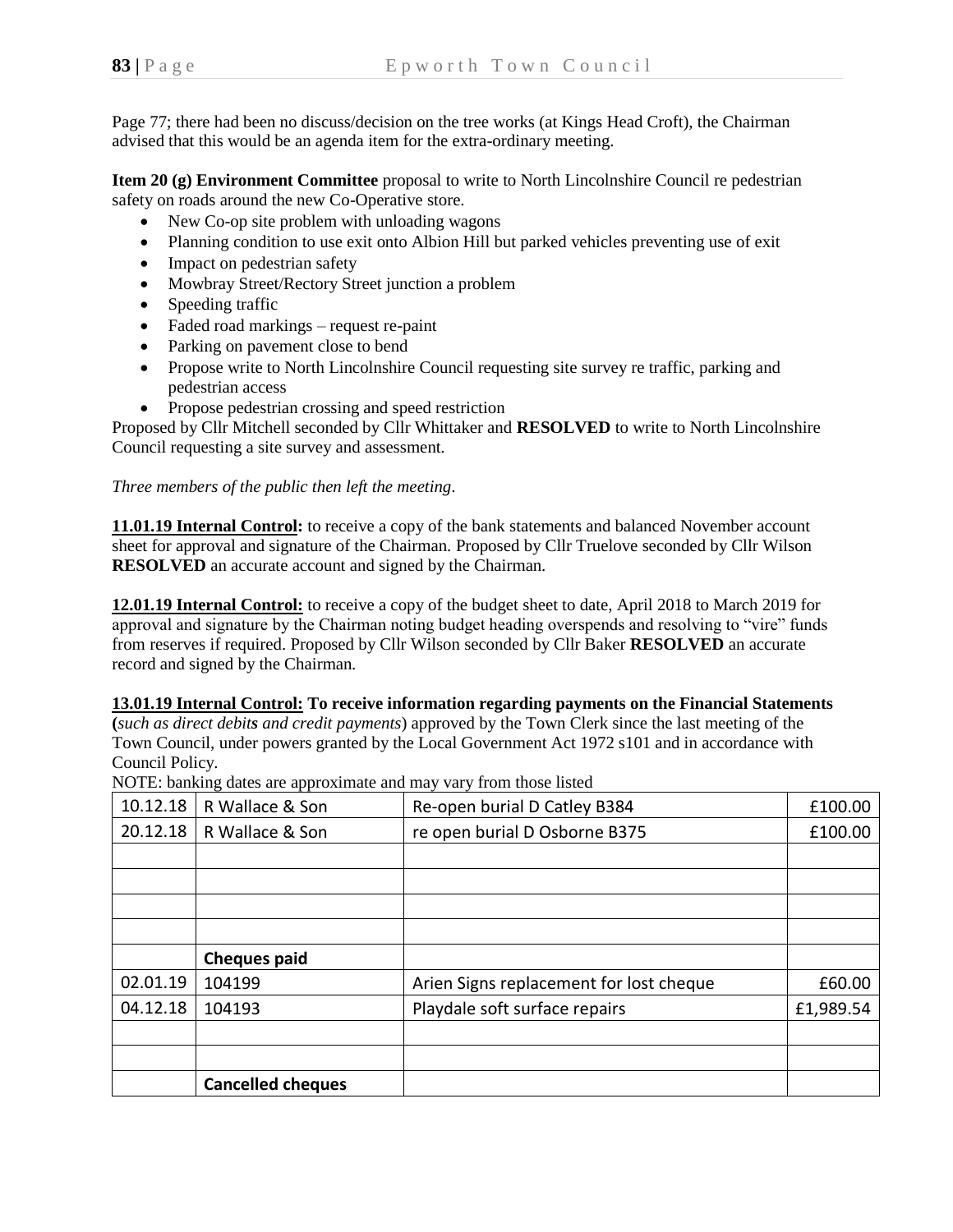Page 77; there had been no discuss/decision on the tree works (at Kings Head Croft), the Chairman advised that this would be an agenda item for the extra-ordinary meeting.

**Item 20 (g) Environment Committee** proposal to write to North Lincolnshire Council re pedestrian safety on roads around the new Co-Operative store.

- New Co-op site problem with unloading wagons
- Planning condition to use exit onto Albion Hill but parked vehicles preventing use of exit
- Impact on pedestrian safety
- Mowbray Street/Rectory Street junction a problem
- Speeding traffic
- Faded road markings – request re-paint
- Parking on pavement close to bend
- Propose write to North Lincolnshire Council requesting site survey re traffic, parking and pedestrian access
- Propose pedestrian crossing and speed restriction

Proposed by Cllr Mitchell seconded by Cllr Whittaker and **RESOLVED** to write to North Lincolnshire Council requesting a site survey and assessment.

*Three members of the public then left the meeting*.

**11.01.19 Internal Control:** to receive a copy of the bank statements and balanced November account sheet for approval and signature of the Chairman. Proposed by Cllr Truelove seconded by Cllr Wilson **RESOLVED** an accurate account and signed by the Chairman.

**12.01.19 Internal Control:** to receive a copy of the budget sheet to date, April 2018 to March 2019 for approval and signature by the Chairman noting budget heading overspends and resolving to "vire" funds from reserves if required. Proposed by Cllr Wilson seconded by Cllr Baker **RESOLVED** an accurate record and signed by the Chairman.

**13.01.19 Internal Control: To receive information regarding payments on the Financial Statements (***such as direct debits and credit payments*) approved by the Town Clerk since the last meeting of the Town Council, under powers granted by the Local Government Act 1972 s101 and in accordance with Council Policy.

NOTE: banking dates are approximate and may vary from those listed

| | | | |
|---|---|---|---|
| 10.12.18 | R Wallace & Son | Re-open burial D Catley B384 | £100.00 |
| 20.12.18 | R Wallace & Son | re open burial D Osborne B375 | £100.00 |
| | | | |
| | | | |
| | | | |
| | | | |
| | **Cheques paid** | | |
| 02.01.19 | 104199 | Arien Signs replacement for lost cheque | £60.00 |
| 04.12.18 | 104193 | Playdale soft surface repairs | £1,989.54 |
| | | | |
| | | | |
| | **Cancelled cheques** | | |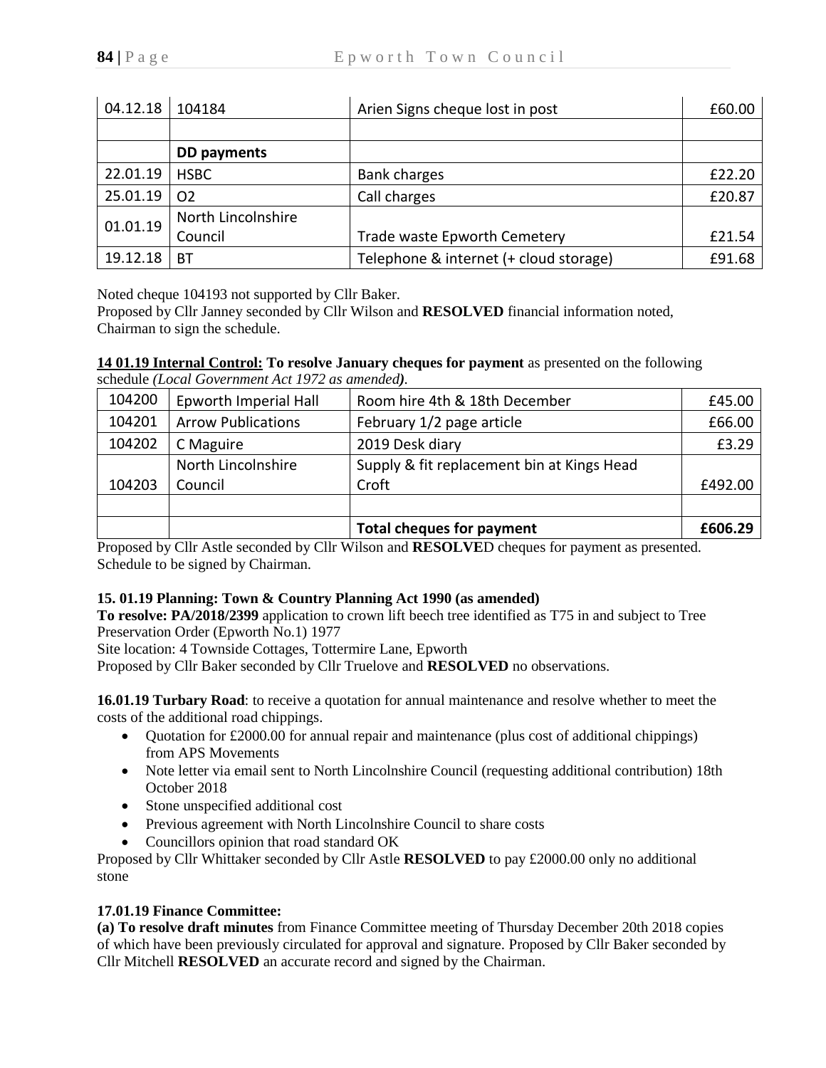| | | | |
|---|---|---|---|
| 04.12.18 | 104184 | Arien Signs cheque lost in post | £60.00 |
| | | | |
| | **DD payments** | | |
| 22.01.19 | HSBC | Bank charges | £22.20 |
| 25.01.19 | O2 | Call charges | £20.87 |
| 01.01.19 | North Lincolnshire Council | Trade waste Epworth Cemetery | £21.54 |
| 19.12.18 | BT | Telephone & internet (+ cloud storage) | £91.68 |

Noted cheque 104193 not supported by Cllr Baker.
Proposed by Cllr Janney seconded by Cllr Wilson and **RESOLVED** financial information noted, Chairman to sign the schedule.

**<u>14 01.19 Internal Control:</u> To resolve January cheques for payment** as presented on the following schedule *(Local Government Act 1972 as amended)*.

| | | | |
|---|---|---|---|
| 104200 | Epworth Imperial Hall | Room hire 4th & 18th December | £45.00 |
| 104201 | Arrow Publications | February 1/2 page article | £66.00 |
| 104202 | C Maguire | 2019 Desk diary | £3.29 |
| 104203 | North Lincolnshire Council | Supply & fit replacement bin at Kings Head Croft | £492.00 |
| | | | |
| | | **Total cheques for payment** | **£606.29** |

Proposed by Cllr Astle seconded by Cllr Wilson and **RESOLVE**D cheques for payment as presented. Schedule to be signed by Chairman.

**15. 01.19 Planning: Town & Country Planning Act 1990 (as amended)**
**To resolve: PA/2018/2399** application to crown lift beech tree identified as T75 in and subject to Tree Preservation Order (Epworth No.1) 1977
Site location: 4 Townside Cottages, Tottermire Lane, Epworth
Proposed by Cllr Baker seconded by Cllr Truelove and **RESOLVED** no observations.

**16.01.19 Turbary Road**: to receive a quotation for annual maintenance and resolve whether to meet the costs of the additional road chippings.

- Quotation for £2000.00 for annual repair and maintenance (plus cost of additional chippings) from APS Movements
- Note letter via email sent to North Lincolnshire Council (requesting additional contribution) 18th October 2018
- Stone unspecified additional cost
- Previous agreement with North Lincolnshire Council to share costs
- Councillors opinion that road standard OK

Proposed by Cllr Whittaker seconded by Cllr Astle **RESOLVED** to pay £2000.00 only no additional stone

**17.01.19 Finance Committee:**
**(a) To resolve draft minutes** from Finance Committee meeting of Thursday December 20th 2018 copies of which have been previously circulated for approval and signature. Proposed by Cllr Baker seconded by Cllr Mitchell **RESOLVED** an accurate record and signed by the Chairman.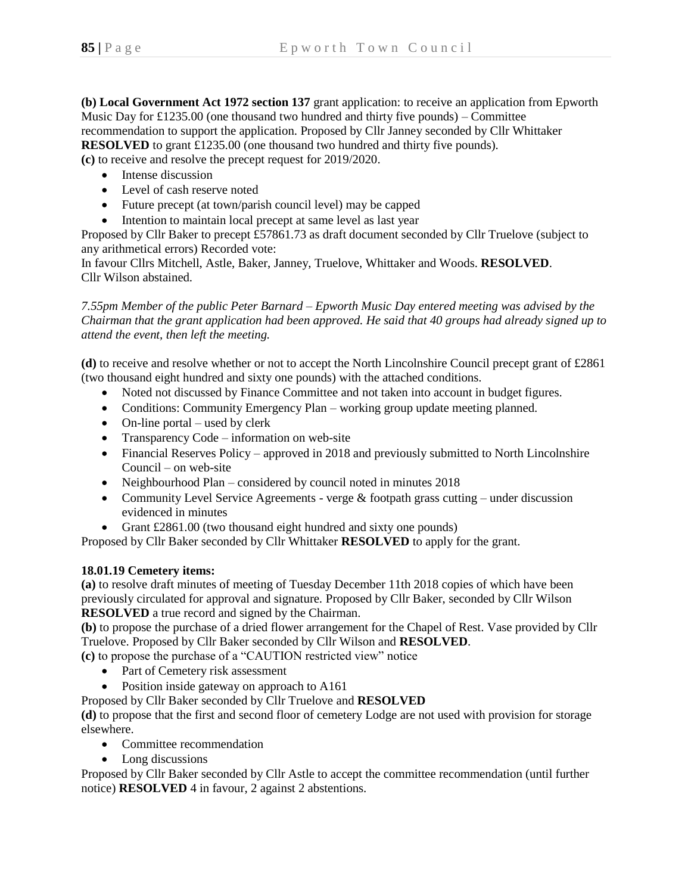**(b) Local Government Act 1972 section 137** grant application: to receive an application from Epworth Music Day for £1235.00 (one thousand two hundred and thirty five pounds) – Committee recommendation to support the application. Proposed by Cllr Janney seconded by Cllr Whittaker **RESOLVED** to grant £1235.00 (one thousand two hundred and thirty five pounds).

**(c)** to receive and resolve the precept request for 2019/2020.

- Intense discussion
- Level of cash reserve noted
- Future precept (at town/parish council level) may be capped
- Intention to maintain local precept at same level as last year

Proposed by Cllr Baker to precept £57861.73 as draft document seconded by Cllr Truelove (subject to any arithmetical errors) Recorded vote:

In favour Cllrs Mitchell, Astle, Baker, Janney, Truelove, Whittaker and Woods. **RESOLVED**.
Cllr Wilson abstained.

*7.55pm Member of the public Peter Barnard – Epworth Music Day entered meeting was advised by the Chairman that the grant application had been approved. He said that 40 groups had already signed up to attend the event, then left the meeting.*

**(d)** to receive and resolve whether or not to accept the North Lincolnshire Council precept grant of £2861 (two thousand eight hundred and sixty one pounds) with the attached conditions.

- Noted not discussed by Finance Committee and not taken into account in budget figures.
- Conditions: Community Emergency Plan – working group update meeting planned.
- On-line portal – used by clerk
- Transparency Code – information on web-site
- Financial Reserves Policy – approved in 2018 and previously submitted to North Lincolnshire Council – on web-site
- Neighbourhood Plan – considered by council noted in minutes 2018
- Community Level Service Agreements - verge & footpath grass cutting – under discussion evidenced in minutes
- Grant £2861.00 (two thousand eight hundred and sixty one pounds)

Proposed by Cllr Baker seconded by Cllr Whittaker **RESOLVED** to apply for the grant.

**18.01.19 Cemetery items:**

**(a)** to resolve draft minutes of meeting of Tuesday December 11th 2018 copies of which have been previously circulated for approval and signature. Proposed by Cllr Baker, seconded by Cllr Wilson **RESOLVED** a true record and signed by the Chairman.

**(b)** to propose the purchase of a dried flower arrangement for the Chapel of Rest. Vase provided by Cllr Truelove. Proposed by Cllr Baker seconded by Cllr Wilson and **RESOLVED**.

**(c)** to propose the purchase of a "CAUTION restricted view" notice

- Part of Cemetery risk assessment
- Position inside gateway on approach to A161

Proposed by Cllr Baker seconded by Cllr Truelove and **RESOLVED**

**(d)** to propose that the first and second floor of cemetery Lodge are not used with provision for storage elsewhere.

- Committee recommendation
- Long discussions

Proposed by Cllr Baker seconded by Cllr Astle to accept the committee recommendation (until further notice) **RESOLVED** 4 in favour, 2 against 2 abstentions.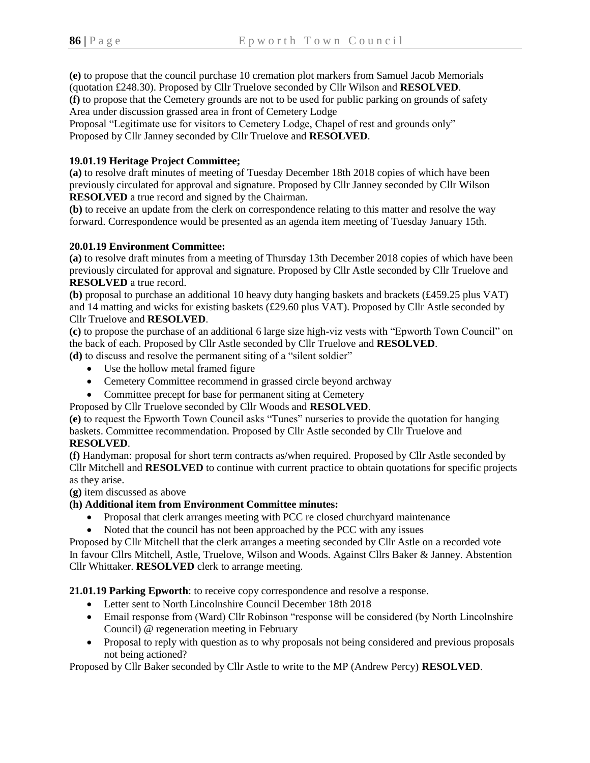**(e)** to propose that the council purchase 10 cremation plot markers from Samuel Jacob Memorials (quotation £248.30). Proposed by Cllr Truelove seconded by Cllr Wilson and **RESOLVED**.
**(f)** to propose that the Cemetery grounds are not to be used for public parking on grounds of safety
Area under discussion grassed area in front of Cemetery Lodge
Proposal "Legitimate use for visitors to Cemetery Lodge, Chapel of rest and grounds only"
Proposed by Cllr Janney seconded by Cllr Truelove and **RESOLVED**.

**19.01.19 Heritage Project Committee;**
**(a)** to resolve draft minutes of meeting of Tuesday December 18th 2018 copies of which have been previously circulated for approval and signature. Proposed by Cllr Janney seconded by Cllr Wilson **RESOLVED** a true record and signed by the Chairman.
**(b)** to receive an update from the clerk on correspondence relating to this matter and resolve the way forward. Correspondence would be presented as an agenda item meeting of Tuesday January 15th.

**20.01.19 Environment Committee:**
**(a)** to resolve draft minutes from a meeting of Thursday 13th December 2018 copies of which have been previously circulated for approval and signature. Proposed by Cllr Astle seconded by Cllr Truelove and **RESOLVED** a true record.
**(b)** proposal to purchase an additional 10 heavy duty hanging baskets and brackets (£459.25 plus VAT) and 14 matting and wicks for existing baskets (£29.60 plus VAT). Proposed by Cllr Astle seconded by Cllr Truelove and **RESOLVED**.
**(c)** to propose the purchase of an additional 6 large size high-viz vests with "Epworth Town Council" on the back of each. Proposed by Cllr Astle seconded by Cllr Truelove and **RESOLVED**.
**(d)** to discuss and resolve the permanent siting of a "silent soldier"

- Use the hollow metal framed figure
- Cemetery Committee recommend in grassed circle beyond archway
- Committee precept for base for permanent siting at Cemetery

Proposed by Cllr Truelove seconded by Cllr Woods and **RESOLVED**.
**(e)** to request the Epworth Town Council asks "Tunes" nurseries to provide the quotation for hanging baskets. Committee recommendation. Proposed by Cllr Astle seconded by Cllr Truelove and **RESOLVED**.
**(f)** Handyman: proposal for short term contracts as/when required. Proposed by Cllr Astle seconded by Cllr Mitchell and **RESOLVED** to continue with current practice to obtain quotations for specific projects as they arise.
**(g)** item discussed as above
**(h) Additional item from Environment Committee minutes:**

- Proposal that clerk arranges meeting with PCC re closed churchyard maintenance
- Noted that the council has not been approached by the PCC with any issues

Proposed by Cllr Mitchell that the clerk arranges a meeting seconded by Cllr Astle on a recorded vote In favour Cllrs Mitchell, Astle, Truelove, Wilson and Woods. Against Cllrs Baker & Janney. Abstention Cllr Whittaker. **RESOLVED** clerk to arrange meeting.

**21.01.19 Parking Epworth**: to receive copy correspondence and resolve a response.

- Letter sent to North Lincolnshire Council December 18th 2018
- Email response from (Ward) Cllr Robinson "response will be considered (by North Lincolnshire Council) @ regeneration meeting in February
- Proposal to reply with question as to why proposals not being considered and previous proposals not being actioned?

Proposed by Cllr Baker seconded by Cllr Astle to write to the MP (Andrew Percy) **RESOLVED**.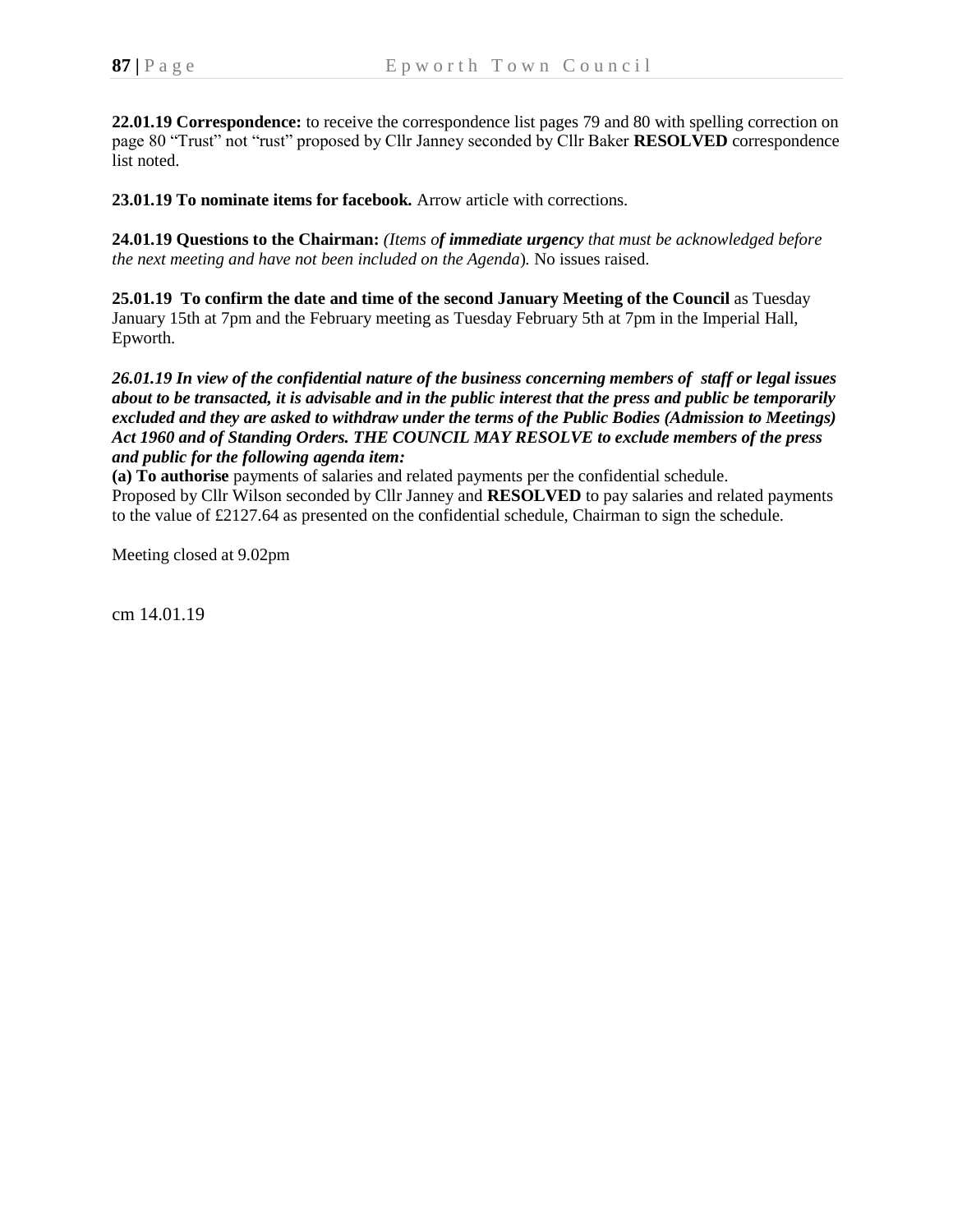**22.01.19 Correspondence:** to receive the correspondence list pages 79 and 80 with spelling correction on page 80 "Trust" not "rust" proposed by Cllr Janney seconded by Cllr Baker **RESOLVED** correspondence list noted.

**23.01.19 To nominate items for facebook.** Arrow article with corrections.

**24.01.19 Questions to the Chairman:** *(Items o**f immediate urgency** that must be acknowledged before the next meeting and have not been included on the Agenda*). No issues raised.

**25.01.19 To confirm the date and time of the second January Meeting of the Council** as Tuesday January 15th at 7pm and the February meeting as Tuesday February 5th at 7pm in the Imperial Hall, Epworth.

***26.01.19 In view of the confidential nature of the business concerning members of staff or legal issues about to be transacted, it is advisable and in the public interest that the press and public be temporarily excluded and they are asked to withdraw under the terms of the Public Bodies (Admission to Meetings) Act 1960 and of Standing Orders. THE COUNCIL MAY RESOLVE to exclude members of the press and public for the following agenda item:***

**(a) To authorise** payments of salaries and related payments per the confidential schedule.
Proposed by Cllr Wilson seconded by Cllr Janney and **RESOLVED** to pay salaries and related payments to the value of £2127.64 as presented on the confidential schedule, Chairman to sign the schedule.

Meeting closed at 9.02pm

cm 14.01.19